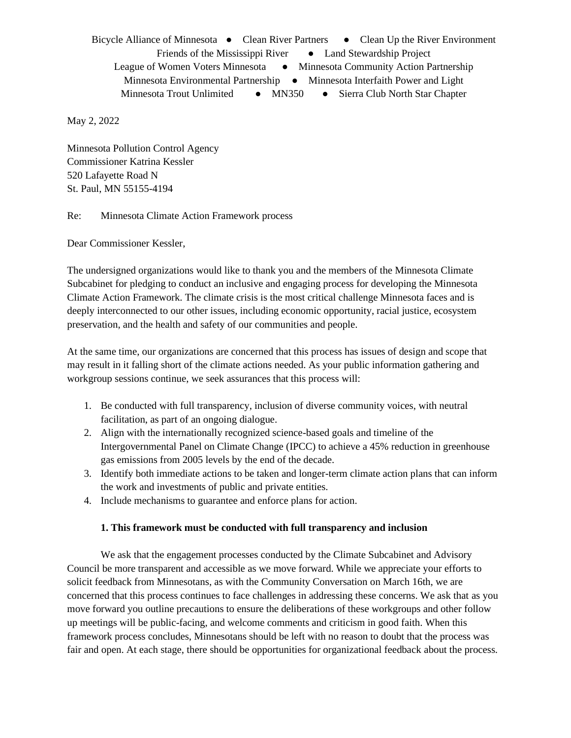Bicycle Alliance of Minnesota ● Clean River Partners ● Clean Up the River Environment
Friends of the Mississippi River ● Land Stewardship Project
League of Women Voters Minnesota ● Minnesota Community Action Partnership
Minnesota Environmental Partnership ● Minnesota Interfaith Power and Light
Minnesota Trout Unlimited ● MN350 ● Sierra Club North Star Chapter

May 2, 2022

Minnesota Pollution Control Agency
Commissioner Katrina Kessler
520 Lafayette Road N
St. Paul, MN 55155-4194

Re: Minnesota Climate Action Framework process

Dear Commissioner Kessler,

The undersigned organizations would like to thank you and the members of the Minnesota Climate Subcabinet for pledging to conduct an inclusive and engaging process for developing the Minnesota Climate Action Framework. The climate crisis is the most critical challenge Minnesota faces and is deeply interconnected to our other issues, including economic opportunity, racial justice, ecosystem preservation, and the health and safety of our communities and people.

At the same time, our organizations are concerned that this process has issues of design and scope that may result in it falling short of the climate actions needed. As your public information gathering and workgroup sessions continue, we seek assurances that this process will:

1. Be conducted with full transparency, inclusion of diverse community voices, with neutral facilitation, as part of an ongoing dialogue.
2. Align with the internationally recognized science-based goals and timeline of the Intergovernmental Panel on Climate Change (IPCC) to achieve a 45% reduction in greenhouse gas emissions from 2005 levels by the end of the decade.
3. Identify both immediate actions to be taken and longer-term climate action plans that can inform the work and investments of public and private entities.
4. Include mechanisms to guarantee and enforce plans for action.

**1. This framework must be conducted with full transparency and inclusion**

We ask that the engagement processes conducted by the Climate Subcabinet and Advisory Council be more transparent and accessible as we move forward. While we appreciate your efforts to solicit feedback from Minnesotans, as with the Community Conversation on March 16th, we are concerned that this process continues to face challenges in addressing these concerns. We ask that as you move forward you outline precautions to ensure the deliberations of these workgroups and other follow up meetings will be public-facing, and welcome comments and criticism in good faith. When this framework process concludes, Minnesotans should be left with no reason to doubt that the process was fair and open. At each stage, there should be opportunities for organizational feedback about the process.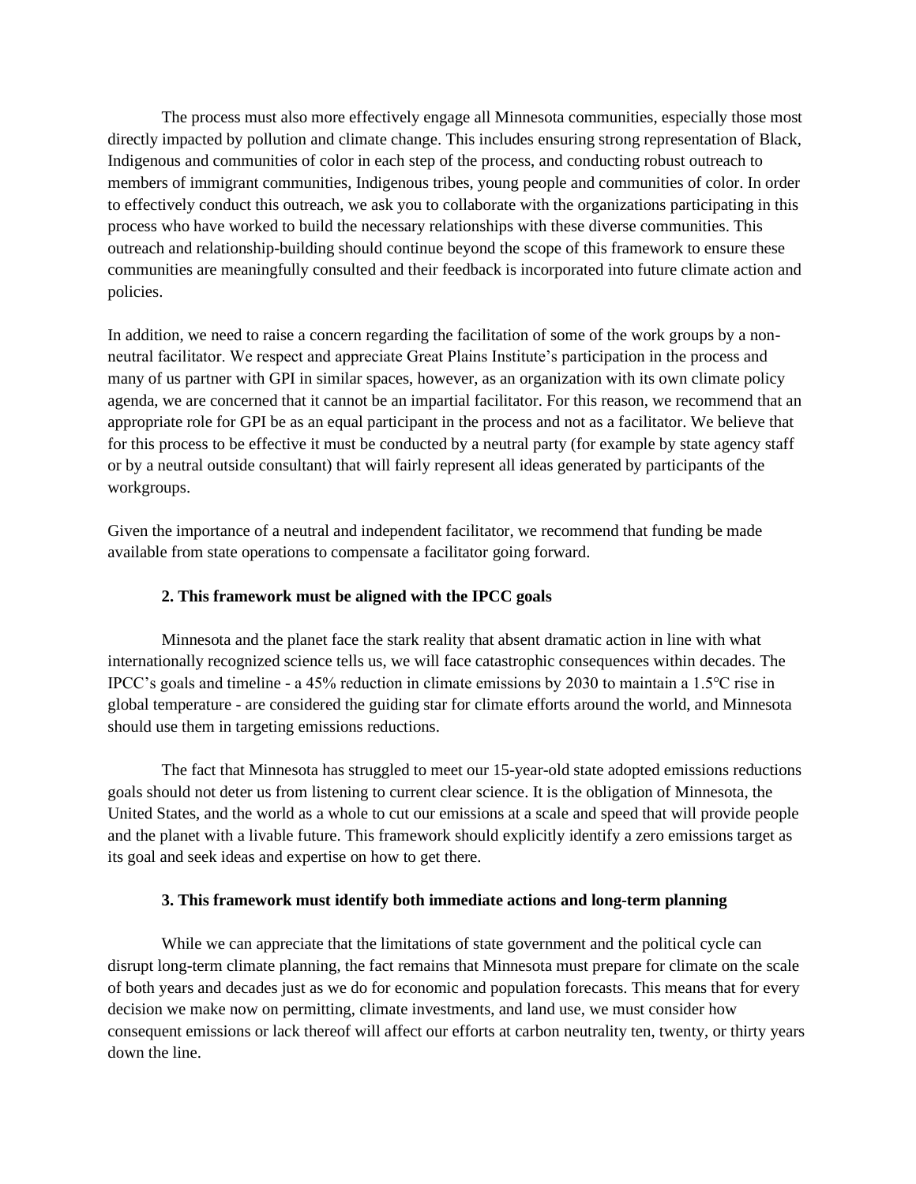The process must also more effectively engage all Minnesota communities, especially those most directly impacted by pollution and climate change. This includes ensuring strong representation of Black, Indigenous and communities of color in each step of the process, and conducting robust outreach to members of immigrant communities, Indigenous tribes, young people and communities of color. In order to effectively conduct this outreach, we ask you to collaborate with the organizations participating in this process who have worked to build the necessary relationships with these diverse communities. This outreach and relationship-building should continue beyond the scope of this framework to ensure these communities are meaningfully consulted and their feedback is incorporated into future climate action and policies.

In addition, we need to raise a concern regarding the facilitation of some of the work groups by a non-neutral facilitator. We respect and appreciate Great Plains Institute's participation in the process and many of us partner with GPI in similar spaces, however, as an organization with its own climate policy agenda, we are concerned that it cannot be an impartial facilitator. For this reason, we recommend that an appropriate role for GPI be as an equal participant in the process and not as a facilitator. We believe that for this process to be effective it must be conducted by a neutral party (for example by state agency staff or by a neutral outside consultant) that will fairly represent all ideas generated by participants of the workgroups.

Given the importance of a neutral and independent facilitator, we recommend that funding be made available from state operations to compensate a facilitator going forward.

**2. This framework must be aligned with the IPCC goals**

Minnesota and the planet face the stark reality that absent dramatic action in line with what internationally recognized science tells us, we will face catastrophic consequences within decades. The IPCC's goals and timeline - a 45% reduction in climate emissions by 2030 to maintain a 1.5°C rise in global temperature - are considered the guiding star for climate efforts around the world, and Minnesota should use them in targeting emissions reductions.

The fact that Minnesota has struggled to meet our 15-year-old state adopted emissions reductions goals should not deter us from listening to current clear science. It is the obligation of Minnesota, the United States, and the world as a whole to cut our emissions at a scale and speed that will provide people and the planet with a livable future. This framework should explicitly identify a zero emissions target as its goal and seek ideas and expertise on how to get there.

**3. This framework must identify both immediate actions and long-term planning**

While we can appreciate that the limitations of state government and the political cycle can disrupt long-term climate planning, the fact remains that Minnesota must prepare for climate on the scale of both years and decades just as we do for economic and population forecasts. This means that for every decision we make now on permitting, climate investments, and land use, we must consider how consequent emissions or lack thereof will affect our efforts at carbon neutrality ten, twenty, or thirty years down the line.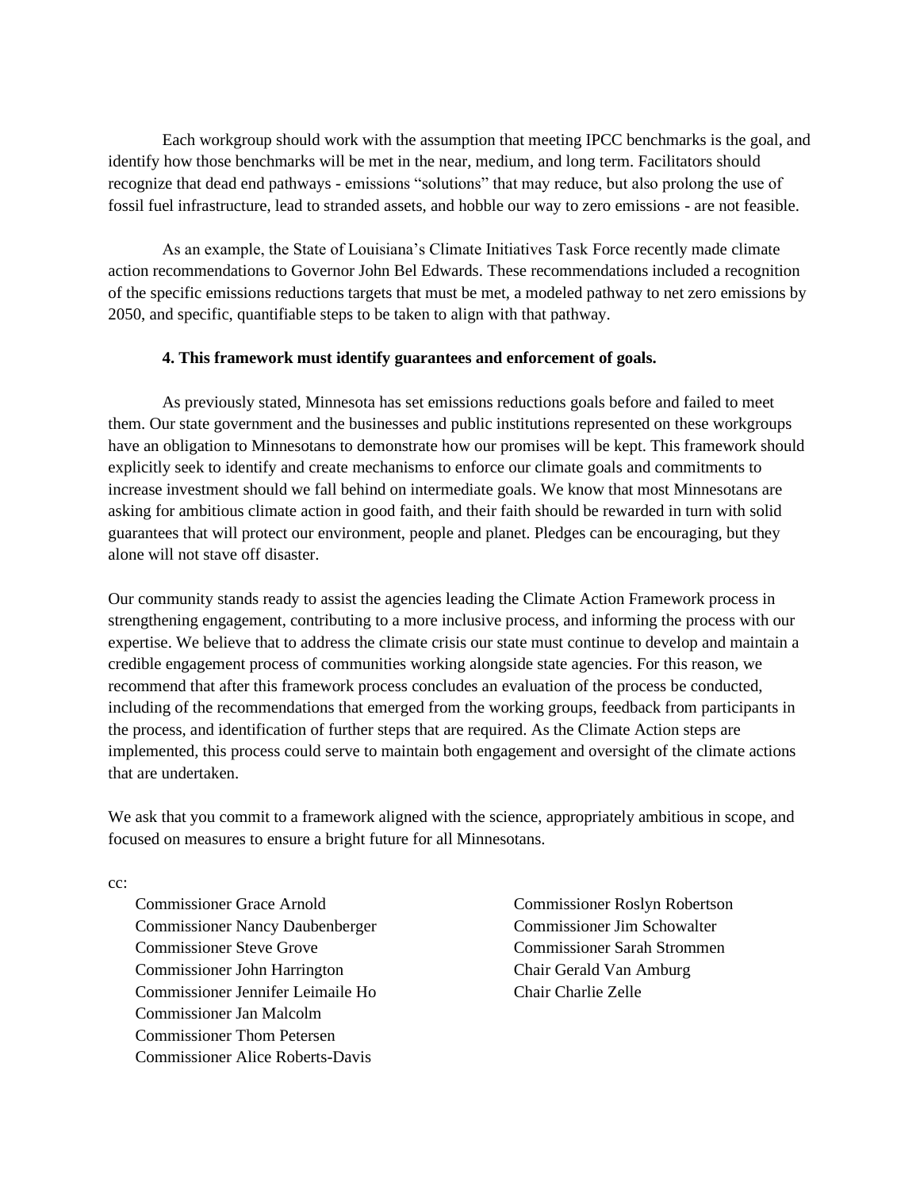Each workgroup should work with the assumption that meeting IPCC benchmarks is the goal, and identify how those benchmarks will be met in the near, medium, and long term. Facilitators should recognize that dead end pathways - emissions "solutions" that may reduce, but also prolong the use of fossil fuel infrastructure, lead to stranded assets, and hobble our way to zero emissions - are not feasible.

As an example, the State of Louisiana's Climate Initiatives Task Force recently made climate action recommendations to Governor John Bel Edwards. These recommendations included a recognition of the specific emissions reductions targets that must be met, a modeled pathway to net zero emissions by 2050, and specific, quantifiable steps to be taken to align with that pathway.

**4. This framework must identify guarantees and enforcement of goals.**

As previously stated, Minnesota has set emissions reductions goals before and failed to meet them. Our state government and the businesses and public institutions represented on these workgroups have an obligation to Minnesotans to demonstrate how our promises will be kept. This framework should explicitly seek to identify and create mechanisms to enforce our climate goals and commitments to increase investment should we fall behind on intermediate goals. We know that most Minnesotans are asking for ambitious climate action in good faith, and their faith should be rewarded in turn with solid guarantees that will protect our environment, people and planet. Pledges can be encouraging, but they alone will not stave off disaster.

Our community stands ready to assist the agencies leading the Climate Action Framework process in strengthening engagement, contributing to a more inclusive process, and informing the process with our expertise. We believe that to address the climate crisis our state must continue to develop and maintain a credible engagement process of communities working alongside state agencies. For this reason, we recommend that after this framework process concludes an evaluation of the process be conducted, including of the recommendations that emerged from the working groups, feedback from participants in the process, and identification of further steps that are required. As the Climate Action steps are implemented, this process could serve to maintain both engagement and oversight of the climate actions that are undertaken.

We ask that you commit to a framework aligned with the science, appropriately ambitious in scope, and focused on measures to ensure a bright future for all Minnesotans.

cc:

Commissioner Grace Arnold
Commissioner Nancy Daubenberger
Commissioner Steve Grove
Commissioner John Harrington
Commissioner Jennifer Leimaile Ho
Commissioner Jan Malcolm
Commissioner Thom Petersen
Commissioner Alice Roberts-Davis
Commissioner Roslyn Robertson
Commissioner Jim Schowalter
Commissioner Sarah Strommen
Chair Gerald Van Amburg
Chair Charlie Zelle